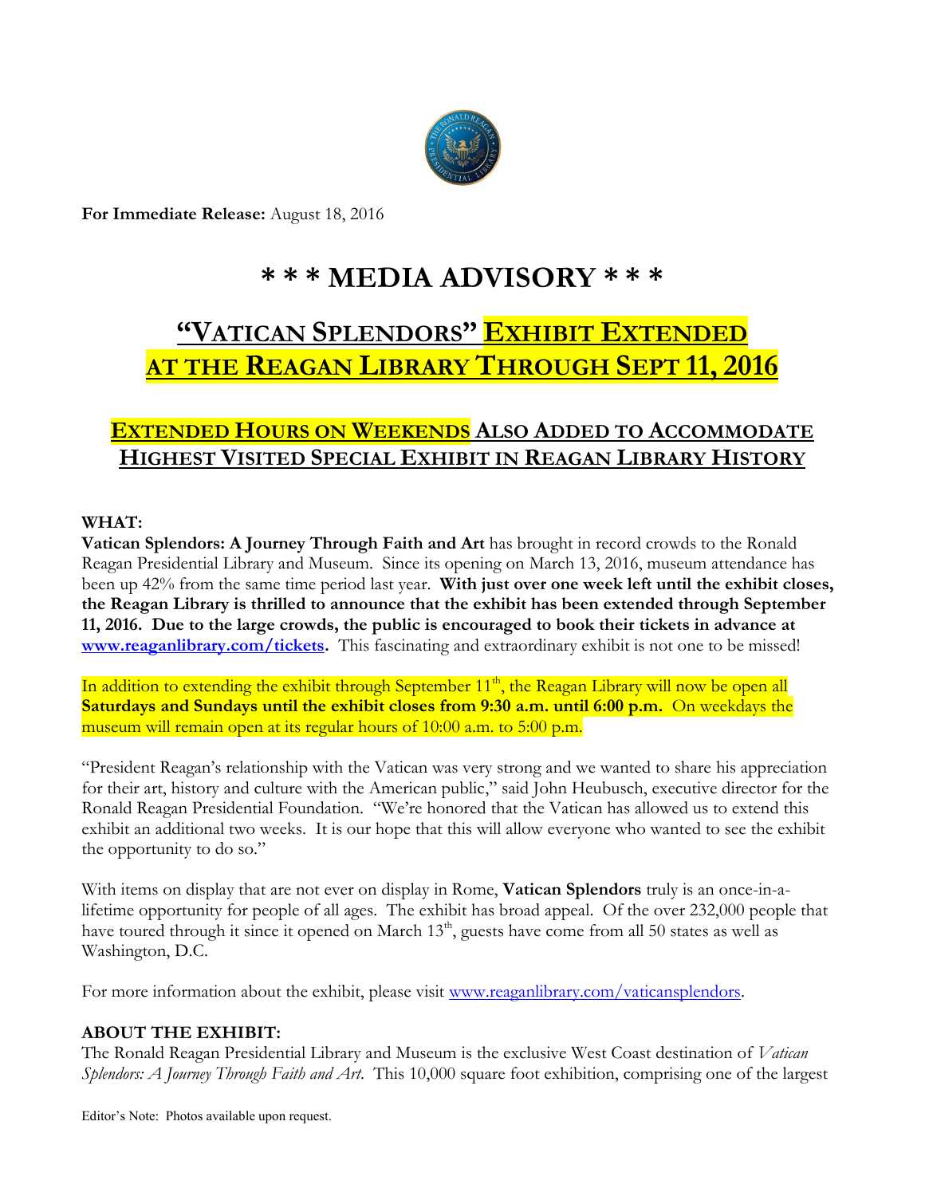**For Immediate Release:** August 18, 2016

# \* \* \* MEDIA ADVISORY \* \* \*

## "VATICAN SPLENDORS" EXHIBIT EXTENDED AT THE REAGAN LIBRARY THROUGH SEPT 11, 2016

### EXTENDED HOURS ON WEEKENDS ALSO ADDED TO ACCOMMODATE HIGHEST VISITED SPECIAL EXHIBIT IN REAGAN LIBRARY HISTORY

**WHAT:**
**Vatican Splendors: A Journey Through Faith and Art** has brought in record crowds to the Ronald Reagan Presidential Library and Museum. Since its opening on March 13, 2016, museum attendance has been up 42% from the same time period last year. **With just over one week left until the exhibit closes, the Reagan Library is thrilled to announce that the exhibit has been extended through September 11, 2016. Due to the large crowds, the public is encouraged to book their tickets in advance at [www.reaganlibrary.com/tickets](www.reaganlibrary.com/tickets).** This fascinating and extraordinary exhibit is not one to be missed!

In addition to extending the exhibit through September 11th, the Reagan Library will now be open all **Saturdays and Sundays until the exhibit closes from 9:30 a.m. until 6:00 p.m.** On weekdays the museum will remain open at its regular hours of 10:00 a.m. to 5:00 p.m.

"President Reagan's relationship with the Vatican was very strong and we wanted to share his appreciation for their art, history and culture with the American public," said John Heubusch, executive director for the Ronald Reagan Presidential Foundation. "We're honored that the Vatican has allowed us to extend this exhibit an additional two weeks. It is our hope that this will allow everyone who wanted to see the exhibit the opportunity to do so."

With items on display that are not ever on display in Rome, **Vatican Splendors** truly is an once-in-a-lifetime opportunity for people of all ages. The exhibit has broad appeal. Of the over 232,000 people that have toured through it since it opened on March 13th, guests have come from all 50 states as well as Washington, D.C.

For more information about the exhibit, please visit [www.reaganlibrary.com/vaticansplendors](www.reaganlibrary.com/vaticansplendors).

**ABOUT THE EXHIBIT:**
The Ronald Reagan Presidential Library and Museum is the exclusive West Coast destination of *Vatican Splendors: A Journey Through Faith and Art.* This 10,000 square foot exhibition, comprising one of the largest

Editor's Note: Photos available upon request.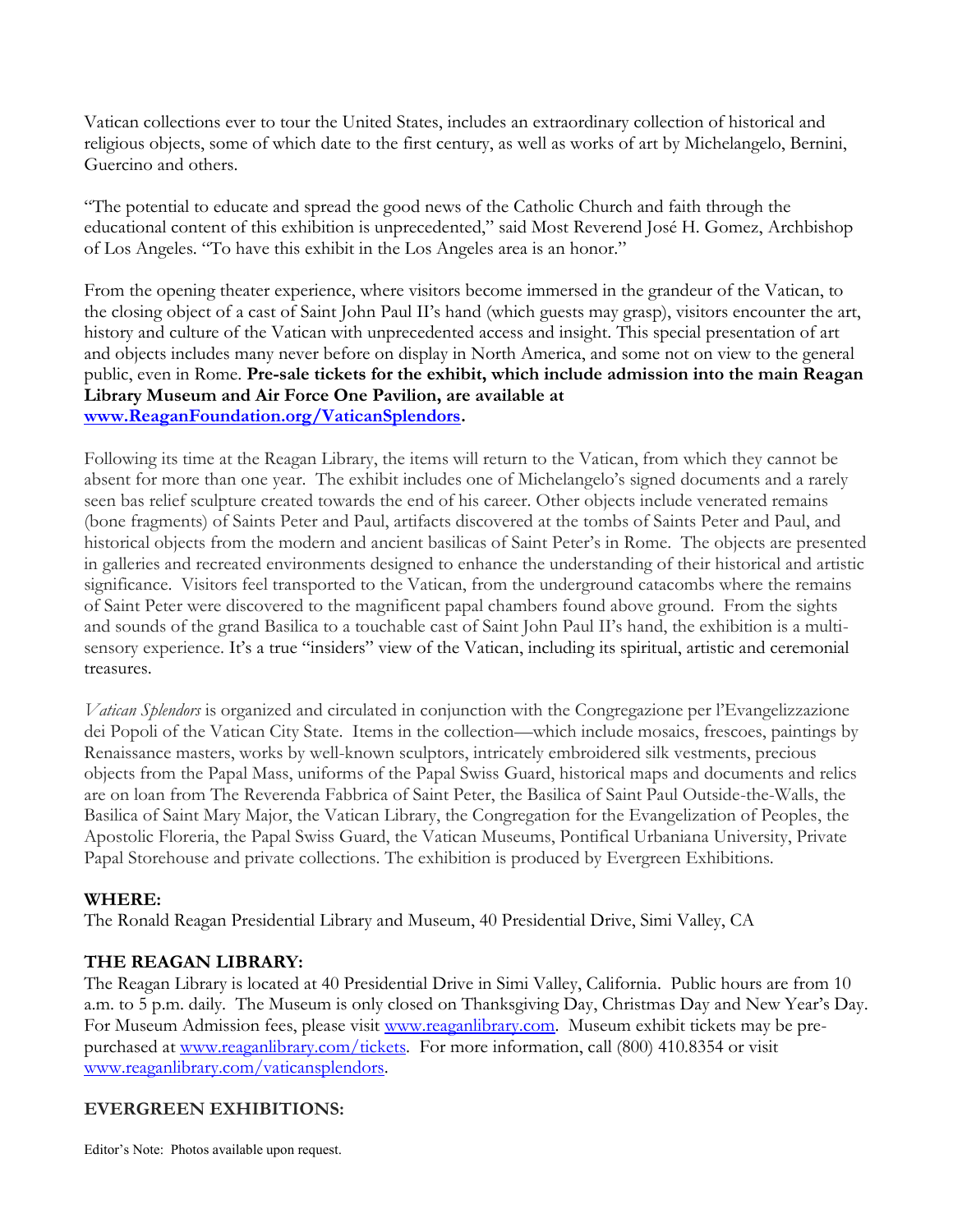Vatican collections ever to tour the United States, includes an extraordinary collection of historical and religious objects, some of which date to the first century, as well as works of art by Michelangelo, Bernini, Guercino and others.

"The potential to educate and spread the good news of the Catholic Church and faith through the educational content of this exhibition is unprecedented," said Most Reverend José H. Gomez, Archbishop of Los Angeles. "To have this exhibit in the Los Angeles area is an honor."

From the opening theater experience, where visitors become immersed in the grandeur of the Vatican, to the closing object of a cast of Saint John Paul II's hand (which guests may grasp), visitors encounter the art, history and culture of the Vatican with unprecedented access and insight. This special presentation of art and objects includes many never before on display in North America, and some not on view to the general public, even in Rome. **Pre-sale tickets for the exhibit, which include admission into the main Reagan Library Museum and Air Force One Pavilion, are available at [www.ReaganFoundation.org/VaticanSplendors](www.ReaganFoundation.org/VaticanSplendors).**

Following its time at the Reagan Library, the items will return to the Vatican, from which they cannot be absent for more than one year. The exhibit includes one of Michelangelo's signed documents and a rarely seen bas relief sculpture created towards the end of his career. Other objects include venerated remains (bone fragments) of Saints Peter and Paul, artifacts discovered at the tombs of Saints Peter and Paul, and historical objects from the modern and ancient basilicas of Saint Peter's in Rome. The objects are presented in galleries and recreated environments designed to enhance the understanding of their historical and artistic significance. Visitors feel transported to the Vatican, from the underground catacombs where the remains of Saint Peter were discovered to the magnificent papal chambers found above ground. From the sights and sounds of the grand Basilica to a touchable cast of Saint John Paul II's hand, the exhibition is a multi-sensory experience. It's a true "insiders" view of the Vatican, including its spiritual, artistic and ceremonial treasures.

*Vatican Splendors* is organized and circulated in conjunction with the Congregazione per l'Evangelizzazione dei Popoli of the Vatican City State. Items in the collection—which include mosaics, frescoes, paintings by Renaissance masters, works by well-known sculptors, intricately embroidered silk vestments, precious objects from the Papal Mass, uniforms of the Papal Swiss Guard, historical maps and documents and relics are on loan from The Reverenda Fabbrica of Saint Peter, the Basilica of Saint Paul Outside-the-Walls, the Basilica of Saint Mary Major, the Vatican Library, the Congregation for the Evangelization of Peoples, the Apostolic Floreria, the Papal Swiss Guard, the Vatican Museums, Pontifical Urbaniana University, Private Papal Storehouse and private collections. The exhibition is produced by Evergreen Exhibitions.

**WHERE:**

The Ronald Reagan Presidential Library and Museum, 40 Presidential Drive, Simi Valley, CA

**THE REAGAN LIBRARY:**

The Reagan Library is located at 40 Presidential Drive in Simi Valley, California. Public hours are from 10 a.m. to 5 p.m. daily. The Museum is only closed on Thanksgiving Day, Christmas Day and New Year's Day. For Museum Admission fees, please visit [www.reaganlibrary.com](www.reaganlibrary.com). Museum exhibit tickets may be pre-purchased at [www.reaganlibrary.com/tickets](www.reaganlibrary.com/tickets). For more information, call (800) 410.8354 or visit [www.reaganlibrary.com/vaticansplendors](www.reaganlibrary.com/vaticansplendors).

**EVERGREEN EXHIBITIONS:**

Editor's Note: Photos available upon request.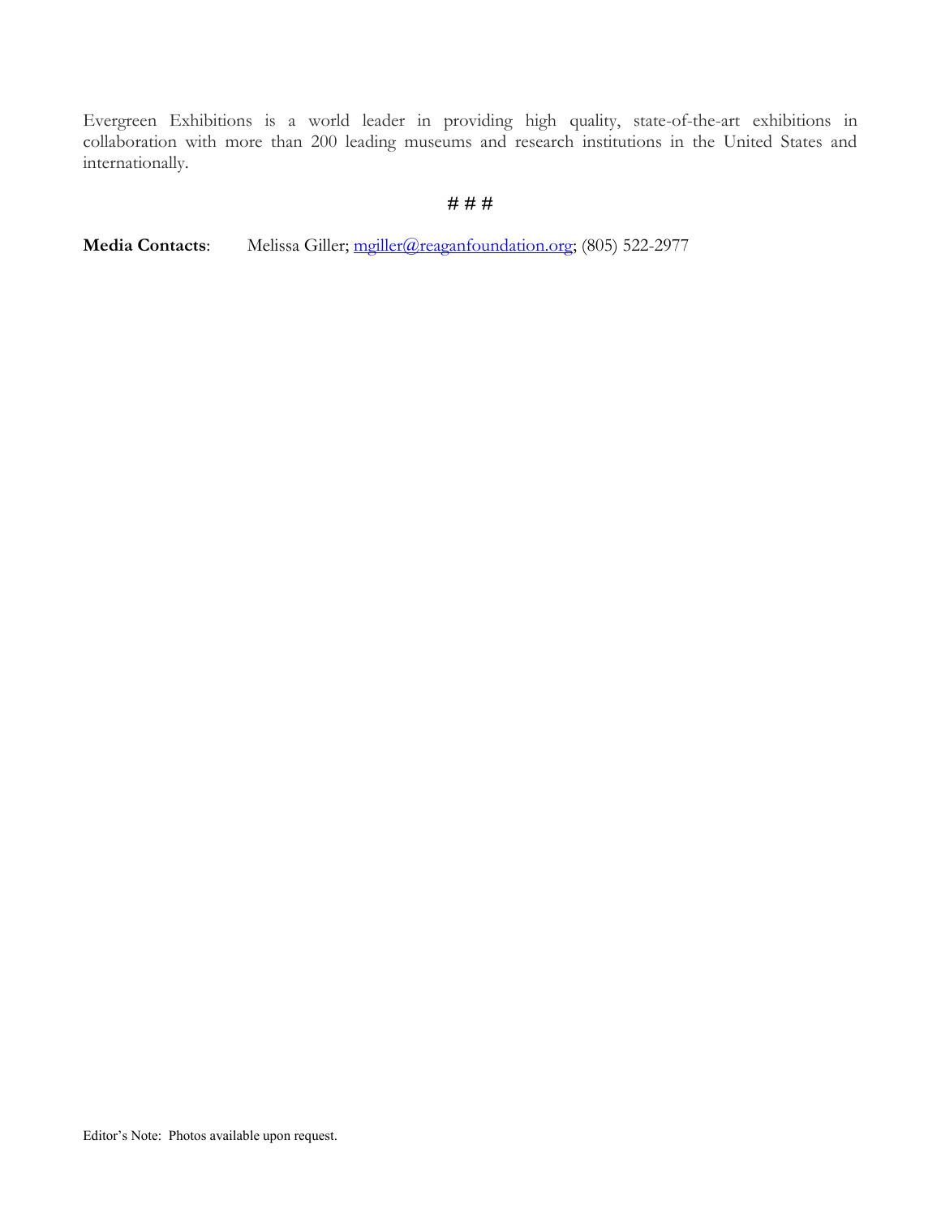Evergreen Exhibitions is a world leader in providing high quality, state-of-the-art exhibitions in collaboration with more than 200 leading museums and research institutions in the United States and internationally.

# # #

**Media Contacts**: Melissa Giller; mgiller@reaganfoundation.org; (805) 522-2977

Editor's Note: Photos available upon request.